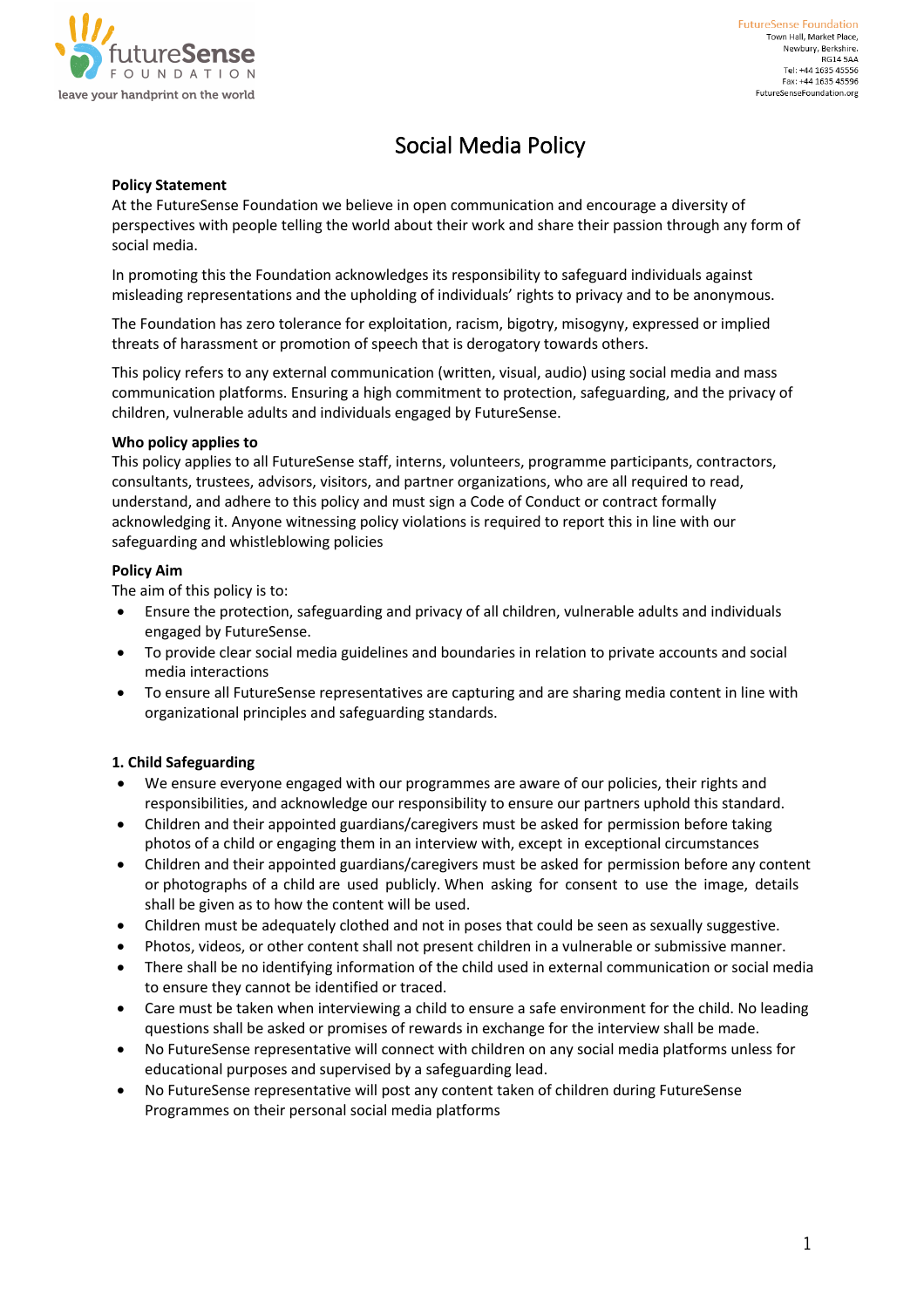# Social Media Policy

**Policy Statement**

At the FutureSense Foundation we believe in open communication and encourage a diversity of perspectives with people telling the world about their work and share their passion through any form of social media.

In promoting this the Foundation acknowledges its responsibility to safeguard individuals against misleading representations and the upholding of individuals' rights to privacy and to be anonymous.

The Foundation has zero tolerance for exploitation, racism, bigotry, misogyny, expressed or implied threats of harassment or promotion of speech that is derogatory towards others.

This policy refers to any external communication (written, visual, audio) using social media and mass communication platforms. Ensuring a high commitment to protection, safeguarding, and the privacy of children, vulnerable adults and individuals engaged by FutureSense.

**Who policy applies to**

This policy applies to all FutureSense staff, interns, volunteers, programme participants, contractors, consultants, trustees, advisors, visitors, and partner organizations, who are all required to read, understand, and adhere to this policy and must sign a Code of Conduct or contract formally acknowledging it. Anyone witnessing policy violations is required to report this in line with our safeguarding and whistleblowing policies

**Policy Aim**

The aim of this policy is to:

- Ensure the protection, safeguarding and privacy of all children, vulnerable adults and individuals engaged by FutureSense.
- To provide clear social media guidelines and boundaries in relation to private accounts and social media interactions
- To ensure all FutureSense representatives are capturing and are sharing media content in line with organizational principles and safeguarding standards.

**1. Child Safeguarding**

- We ensure everyone engaged with our programmes are aware of our policies, their rights and responsibilities, and acknowledge our responsibility to ensure our partners uphold this standard.
- Children and their appointed guardians/caregivers must be asked for permission before taking photos of a child or engaging them in an interview with, except in exceptional circumstances
- Children and their appointed guardians/caregivers must be asked for permission before any content or photographs of a child are used publicly. When asking for consent to use the image, details shall be given as to how the content will be used.
- Children must be adequately clothed and not in poses that could be seen as sexually suggestive.
- Photos, videos, or other content shall not present children in a vulnerable or submissive manner.
- There shall be no identifying information of the child used in external communication or social media to ensure they cannot be identified or traced.
- Care must be taken when interviewing a child to ensure a safe environment for the child. No leading questions shall be asked or promises of rewards in exchange for the interview shall be made.
- No FutureSense representative will connect with children on any social media platforms unless for educational purposes and supervised by a safeguarding lead.
- No FutureSense representative will post any content taken of children during FutureSense Programmes on their personal social media platforms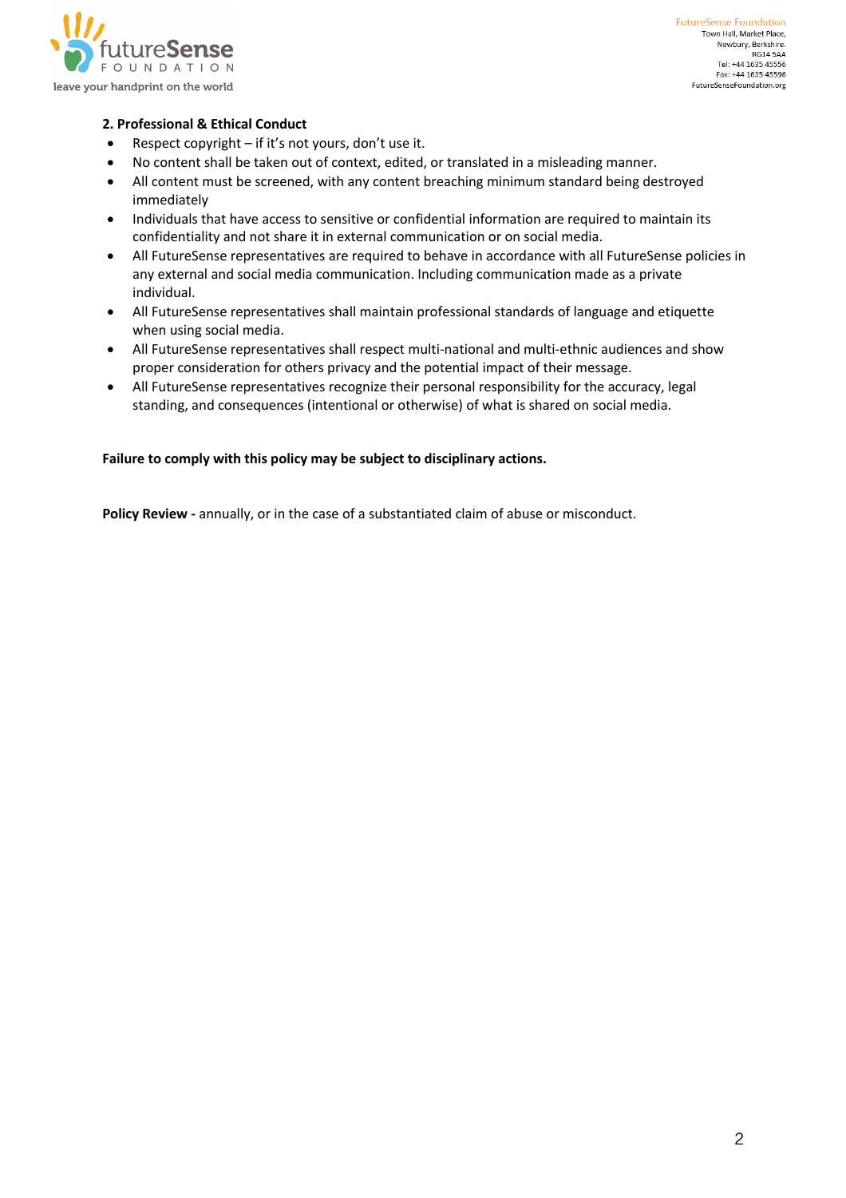## 2. Professional & Ethical Conduct

- Respect copyright – if it's not yours, don't use it.
- No content shall be taken out of context, edited, or translated in a misleading manner.
- All content must be screened, with any content breaching minimum standard being destroyed immediately
- Individuals that have access to sensitive or confidential information are required to maintain its confidentiality and not share it in external communication or on social media.
- All FutureSense representatives are required to behave in accordance with all FutureSense policies in any external and social media communication. Including communication made as a private individual.
- All FutureSense representatives shall maintain professional standards of language and etiquette when using social media.
- All FutureSense representatives shall respect multi-national and multi-ethnic audiences and show proper consideration for others privacy and the potential impact of their message.
- All FutureSense representatives recognize their personal responsibility for the accuracy, legal standing, and consequences (intentional or otherwise) of what is shared on social media.

**Failure to comply with this policy may be subject to disciplinary actions.**

**Policy Review -** annually, or in the case of a substantiated claim of abuse or misconduct.